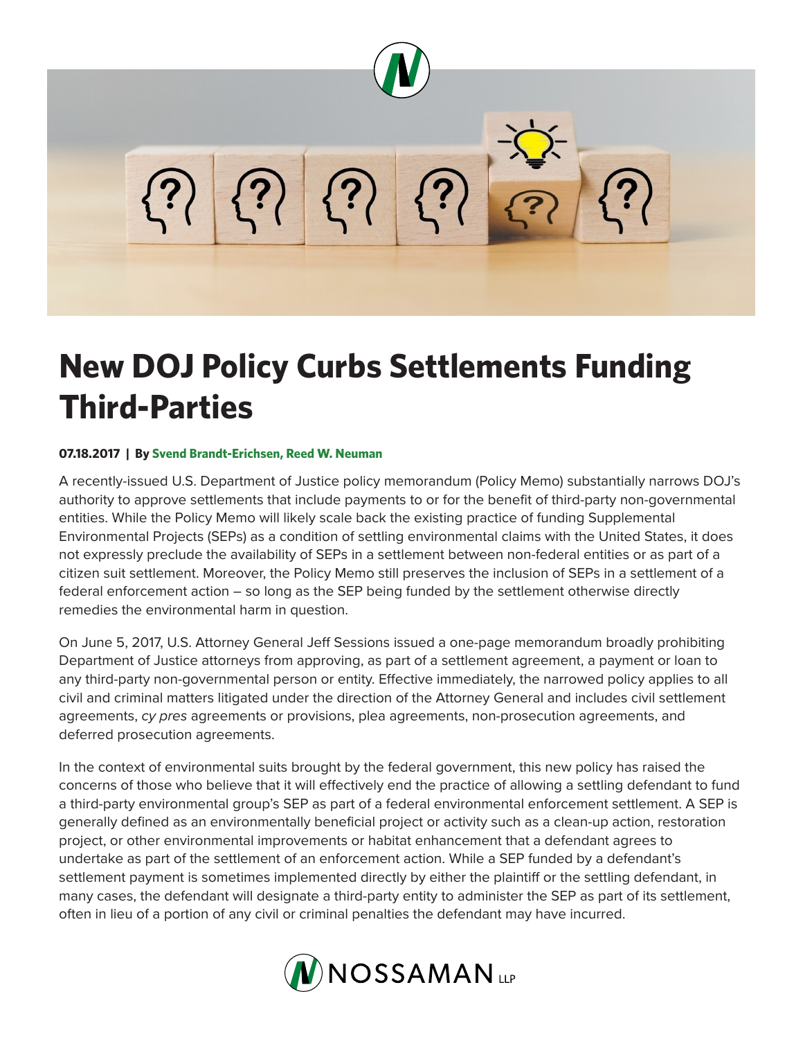# New DOJ Policy Curbs Settlements Funding Third-Parties

**07.18.2017 | By Svend Brandt-Erichsen, Reed W. Neuman**

A recently-issued U.S. Department of Justice policy memorandum (Policy Memo) substantially narrows DOJ's authority to approve settlements that include payments to or for the benefit of third-party non-governmental entities. While the Policy Memo will likely scale back the existing practice of funding Supplemental Environmental Projects (SEPs) as a condition of settling environmental claims with the United States, it does not expressly preclude the availability of SEPs in a settlement between non-federal entities or as part of a citizen suit settlement. Moreover, the Policy Memo still preserves the inclusion of SEPs in a settlement of a federal enforcement action – so long as the SEP being funded by the settlement otherwise directly remedies the environmental harm in question.

On June 5, 2017, U.S. Attorney General Jeff Sessions issued a one-page memorandum broadly prohibiting Department of Justice attorneys from approving, as part of a settlement agreement, a payment or loan to any third-party non-governmental person or entity. Effective immediately, the narrowed policy applies to all civil and criminal matters litigated under the direction of the Attorney General and includes civil settlement agreements, *cy pres* agreements or provisions, plea agreements, non-prosecution agreements, and deferred prosecution agreements.

In the context of environmental suits brought by the federal government, this new policy has raised the concerns of those who believe that it will effectively end the practice of allowing a settling defendant to fund a third-party environmental group's SEP as part of a federal environmental enforcement settlement. A SEP is generally defined as an environmentally beneficial project or activity such as a clean-up action, restoration project, or other environmental improvements or habitat enhancement that a defendant agrees to undertake as part of the settlement of an enforcement action. While a SEP funded by a defendant's settlement payment is sometimes implemented directly by either the plaintiff or the settling defendant, in many cases, the defendant will designate a third-party entity to administer the SEP as part of its settlement, often in lieu of a portion of any civil or criminal penalties the defendant may have incurred.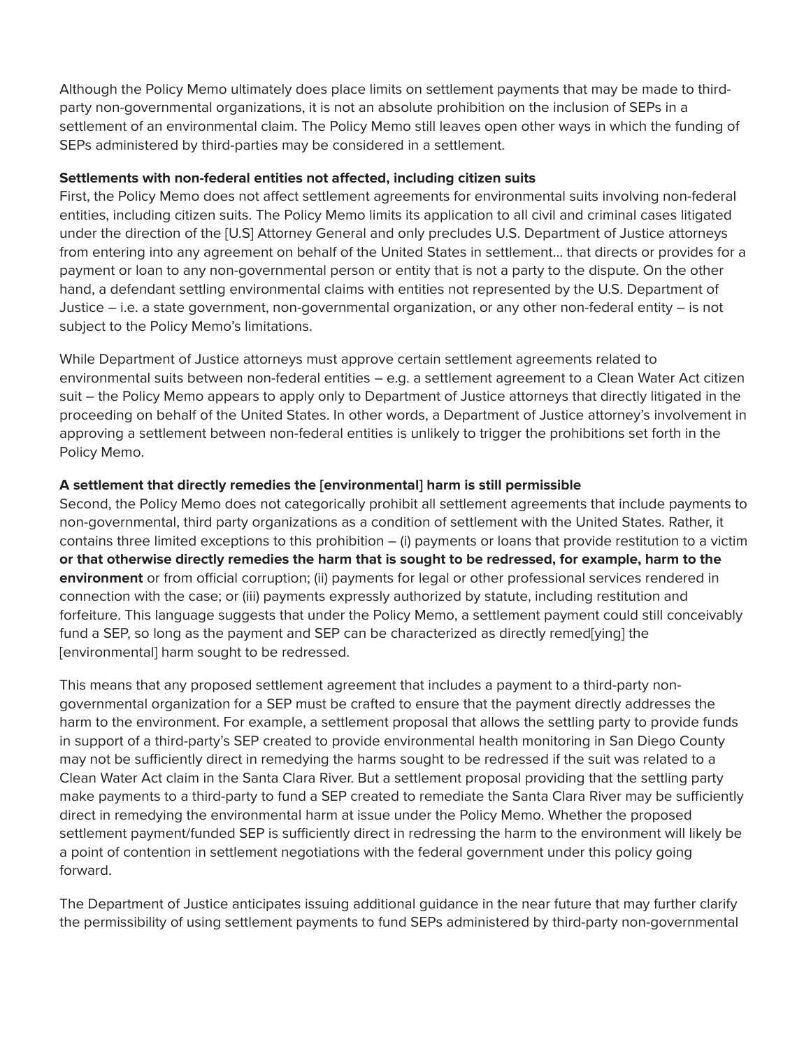Although the Policy Memo ultimately does place limits on settlement payments that may be made to third-party non-governmental organizations, it is not an absolute prohibition on the inclusion of SEPs in a settlement of an environmental claim. The Policy Memo still leaves open other ways in which the funding of SEPs administered by third-parties may be considered in a settlement.

**Settlements with non-federal entities not affected, including citizen suits**

First, the Policy Memo does not affect settlement agreements for environmental suits involving non-federal entities, including citizen suits. The Policy Memo limits its application to all civil and criminal cases litigated under the direction of the [U.S] Attorney General and only precludes U.S. Department of Justice attorneys from entering into any agreement on behalf of the United States in settlement… that directs or provides for a payment or loan to any non-governmental person or entity that is not a party to the dispute. On the other hand, a defendant settling environmental claims with entities not represented by the U.S. Department of Justice – i.e. a state government, non-governmental organization, or any other non-federal entity – is not subject to the Policy Memo's limitations.

While Department of Justice attorneys must approve certain settlement agreements related to environmental suits between non-federal entities – e.g. a settlement agreement to a Clean Water Act citizen suit – the Policy Memo appears to apply only to Department of Justice attorneys that directly litigated in the proceeding on behalf of the United States. In other words, a Department of Justice attorney's involvement in approving a settlement between non-federal entities is unlikely to trigger the prohibitions set forth in the Policy Memo.

**A settlement that directly remedies the [environmental] harm is still permissible**

Second, the Policy Memo does not categorically prohibit all settlement agreements that include payments to non-governmental, third party organizations as a condition of settlement with the United States. Rather, it contains three limited exceptions to this prohibition – (i) payments or loans that provide restitution to a victim **or that otherwise directly remedies the harm that is sought to be redressed, for example, harm to the environment** or from official corruption; (ii) payments for legal or other professional services rendered in connection with the case; or (iii) payments expressly authorized by statute, including restitution and forfeiture. This language suggests that under the Policy Memo, a settlement payment could still conceivably fund a SEP, so long as the payment and SEP can be characterized as directly remed[ying] the [environmental] harm sought to be redressed.

This means that any proposed settlement agreement that includes a payment to a third-party non-governmental organization for a SEP must be crafted to ensure that the payment directly addresses the harm to the environment. For example, a settlement proposal that allows the settling party to provide funds in support of a third-party's SEP created to provide environmental health monitoring in San Diego County may not be sufficiently direct in remedying the harms sought to be redressed if the suit was related to a Clean Water Act claim in the Santa Clara River. But a settlement proposal providing that the settling party make payments to a third-party to fund a SEP created to remediate the Santa Clara River may be sufficiently direct in remedying the environmental harm at issue under the Policy Memo. Whether the proposed settlement payment/funded SEP is sufficiently direct in redressing the harm to the environment will likely be a point of contention in settlement negotiations with the federal government under this policy going forward.

The Department of Justice anticipates issuing additional guidance in the near future that may further clarify the permissibility of using settlement payments to fund SEPs administered by third-party non-governmental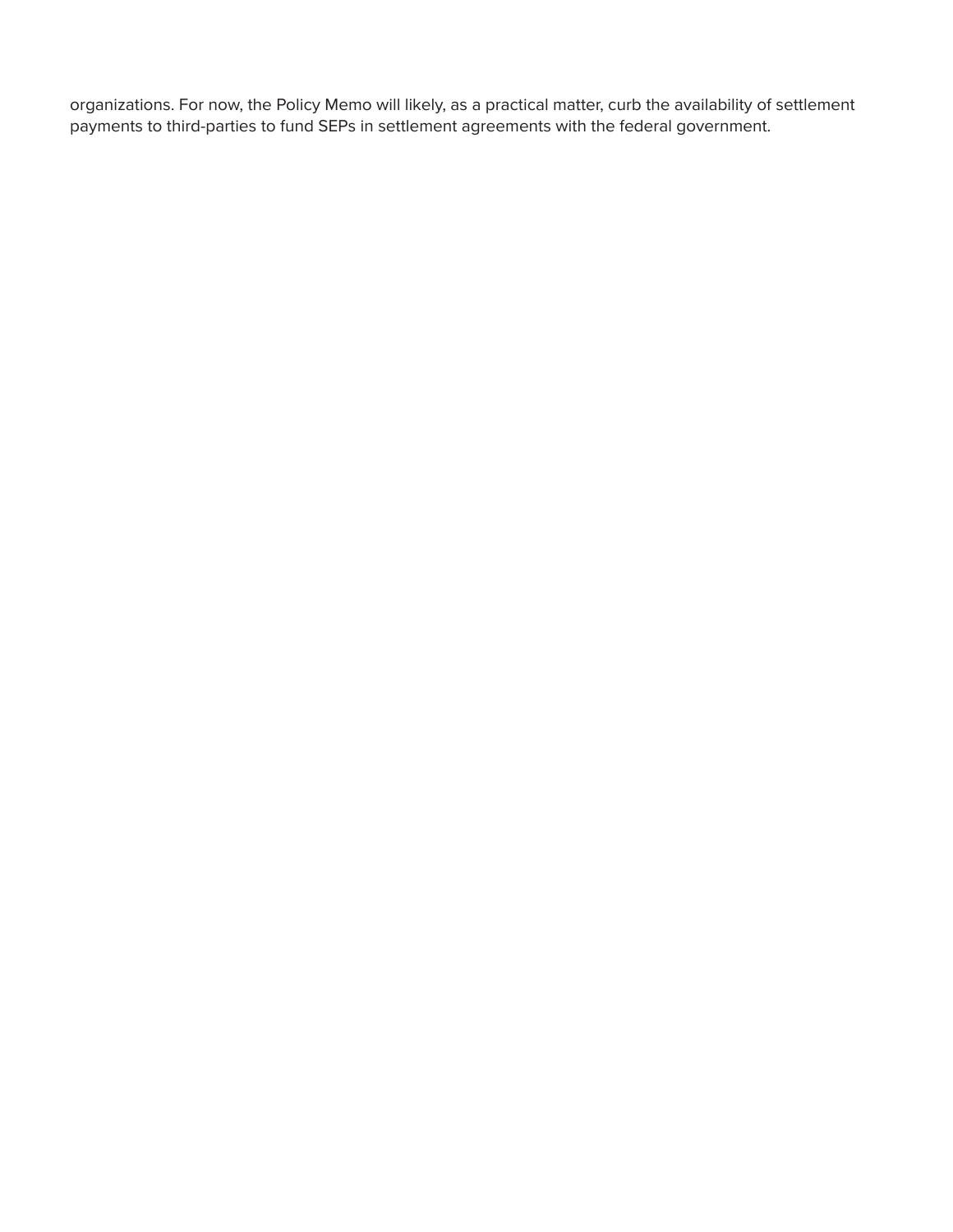organizations. For now, the Policy Memo will likely, as a practical matter, curb the availability of settlement payments to third-parties to fund SEPs in settlement agreements with the federal government.